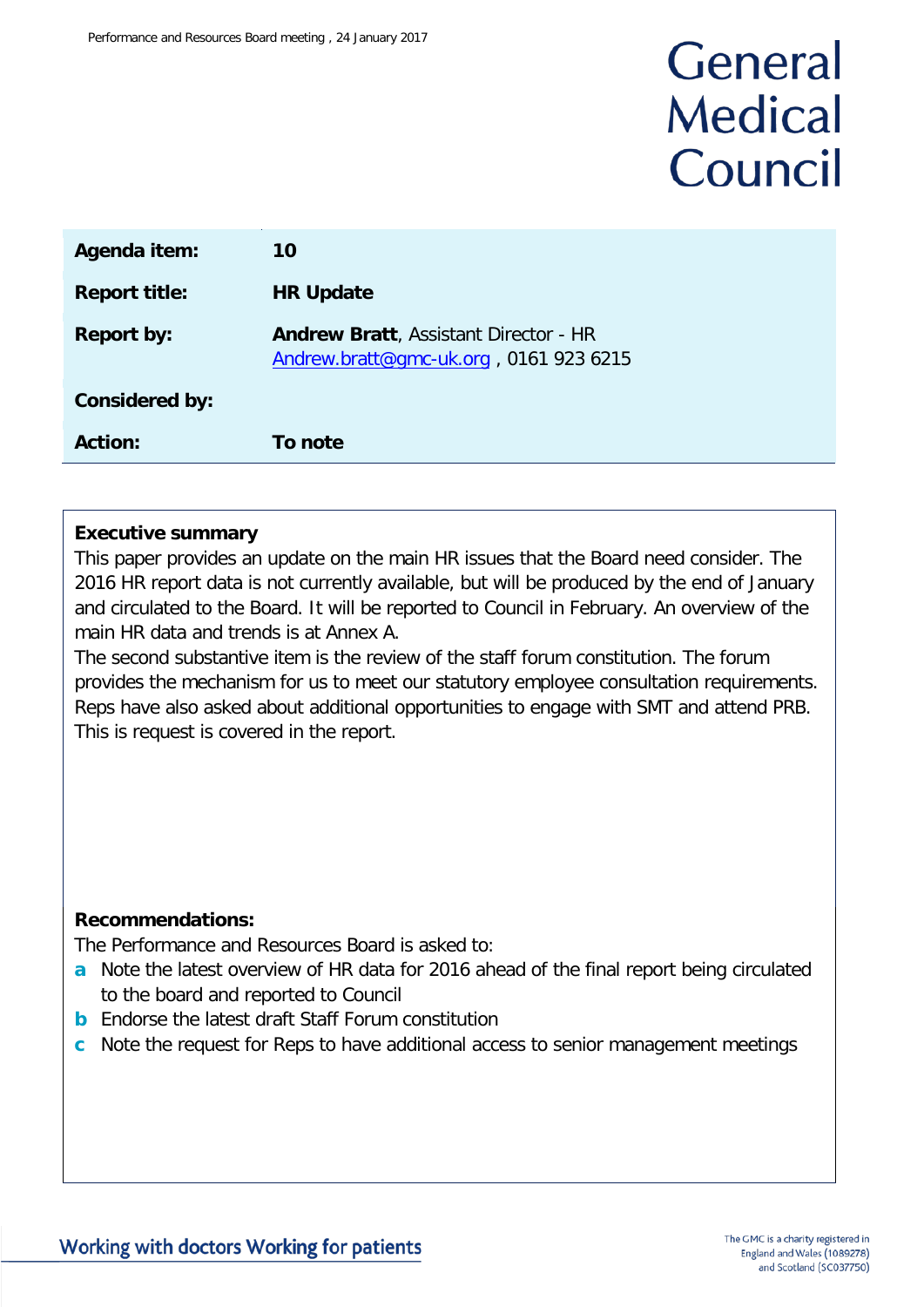Performance and Resources Board meeting , 24 January 2017

# General Medical Council

| | |
|---|---|
| **Agenda item:** | **10** |
| **Report title:** | **HR Update** |
| **Report by:** | **Andrew Bratt**, Assistant Director - HR<br>Andrew.bratt@gmc-uk.org , 0161 923 6215 |
| **Considered by:** | |
| **Action:** | **To note** |

**Executive summary**

This paper provides an update on the main HR issues that the Board need consider. The 2016 HR report data is not currently available, but will be produced by the end of January and circulated to the Board. It will be reported to Council in February. An overview of the main HR data and trends is at Annex A.

The second substantive item is the review of the staff forum constitution. The forum provides the mechanism for us to meet our statutory employee consultation requirements. Reps have also asked about additional opportunities to engage with SMT and attend PRB. This is request is covered in the report.

**Recommendations:**

The Performance and Resources Board is asked to:

- **a** Note the latest overview of HR data for 2016 ahead of the final report being circulated to the board and reported to Council
- **b** Endorse the latest draft Staff Forum constitution
- **c** Note the request for Reps to have additional access to senior management meetings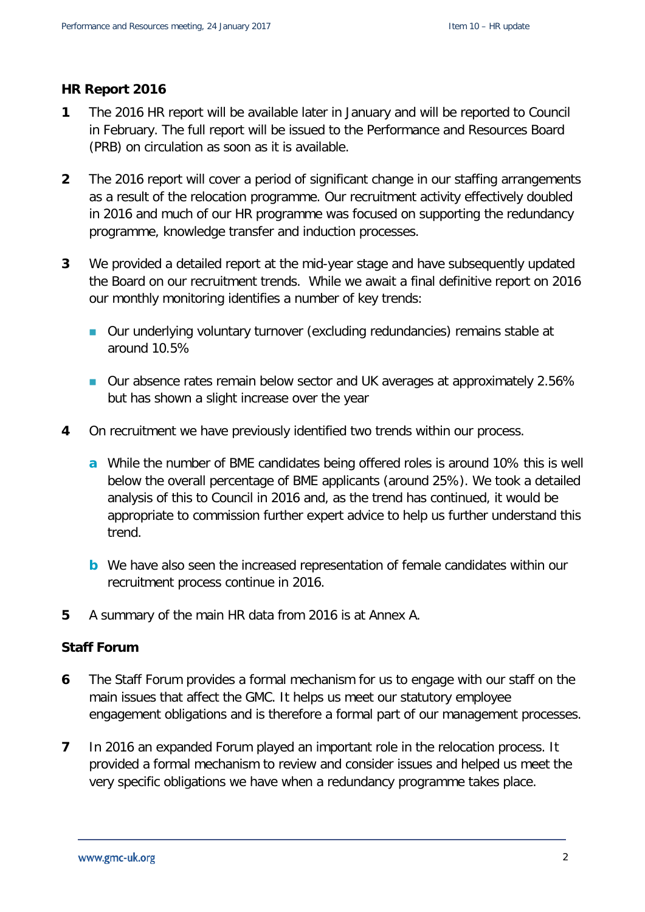## HR Report 2016

**1** The 2016 HR report will be available later in January and will be reported to Council in February. The full report will be issued to the Performance and Resources Board (PRB) on circulation as soon as it is available.

**2** The 2016 report will cover a period of significant change in our staffing arrangements as a result of the relocation programme. Our recruitment activity effectively doubled in 2016 and much of our HR programme was focused on supporting the redundancy programme, knowledge transfer and induction processes.

**3** We provided a detailed report at the mid-year stage and have subsequently updated the Board on our recruitment trends. While we await a final definitive report on 2016 our monthly monitoring identifies a number of key trends:

- Our underlying voluntary turnover (excluding redundancies) remains stable at around 10.5%
- Our absence rates remain below sector and UK averages at approximately 2.56% but has shown a slight increase over the year

**4** On recruitment we have previously identified two trends within our process.

**a** While the number of BME candidates being offered roles is around 10% this is well below the overall percentage of BME applicants (around 25%). We took a detailed analysis of this to Council in 2016 and, as the trend has continued, it would be appropriate to commission further expert advice to help us further understand this trend.

**b** We have also seen the increased representation of female candidates within our recruitment process continue in 2016.

**5** A summary of the main HR data from 2016 is at Annex A.

## Staff Forum

**6** The Staff Forum provides a formal mechanism for us to engage with our staff on the main issues that affect the GMC. It helps us meet our statutory employee engagement obligations and is therefore a formal part of our management processes.

**7** In 2016 an expanded Forum played an important role in the relocation process. It provided a formal mechanism to review and consider issues and helped us meet the very specific obligations we have when a redundancy programme takes place.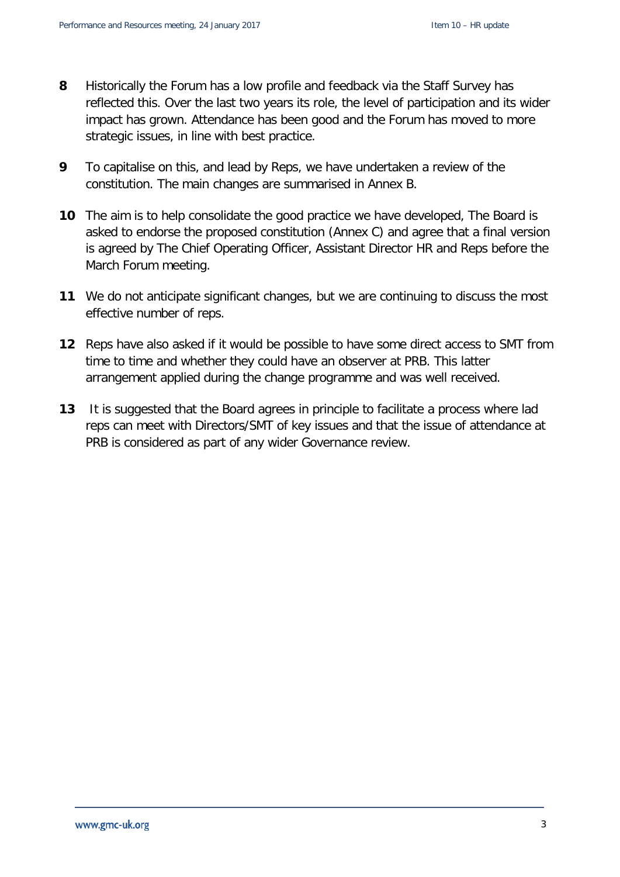**8** Historically the Forum has a low profile and feedback via the Staff Survey has reflected this. Over the last two years its role, the level of participation and its wider impact has grown. Attendance has been good and the Forum has moved to more strategic issues, in line with best practice.

**9** To capitalise on this, and lead by Reps, we have undertaken a review of the constitution. The main changes are summarised in Annex B.

**10** The aim is to help consolidate the good practice we have developed, The Board is asked to endorse the proposed constitution (Annex C) and agree that a final version is agreed by The Chief Operating Officer, Assistant Director HR and Reps before the March Forum meeting.

**11** We do not anticipate significant changes, but we are continuing to discuss the most effective number of reps.

**12** Reps have also asked if it would be possible to have some direct access to SMT from time to time and whether they could have an observer at PRB. This latter arrangement applied during the change programme and was well received.

**13** It is suggested that the Board agrees in principle to facilitate a process where lad reps can meet with Directors/SMT of key issues and that the issue of attendance at PRB is considered as part of any wider Governance review.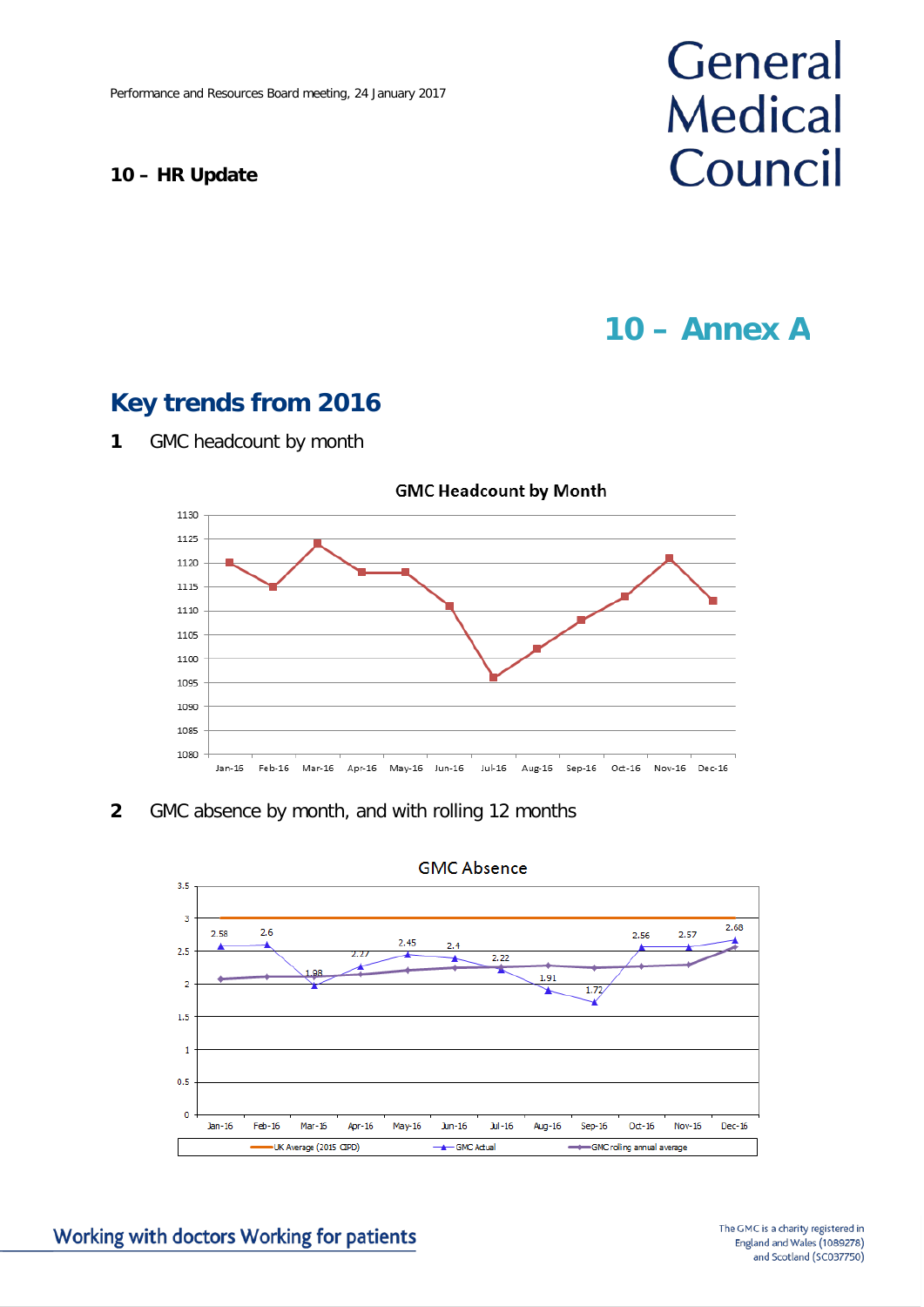Performance and Resources Board meeting, 24 January 2017

**10 – HR Update**

# 10 – Annex A

## Key trends from 2016

**1** GMC headcount by month

**GMC Headcount by Month**

**2** GMC absence by month, and with rolling 12 months

GMC Absence

| Month | GMC Actual |
|---|---|
| Jan-16 | 2.58 |
| Feb-16 | 2.6 |
| Mar-16 | 1.98 |
| Apr-16 | 2.27 |
| May-16 | 2.45 |
| Jun-16 | 2.4 |
| Jul-16 | 2.22 |
| Aug-16 | 1.91 |
| Sep-16 | 1.72 |
| Oct-16 | 2.56 |
| Nov-16 | 2.57 |
| Dec-16 | 2.68 |

UK Average (2015 CIPD) — GMC Actual — GMC rolling annual average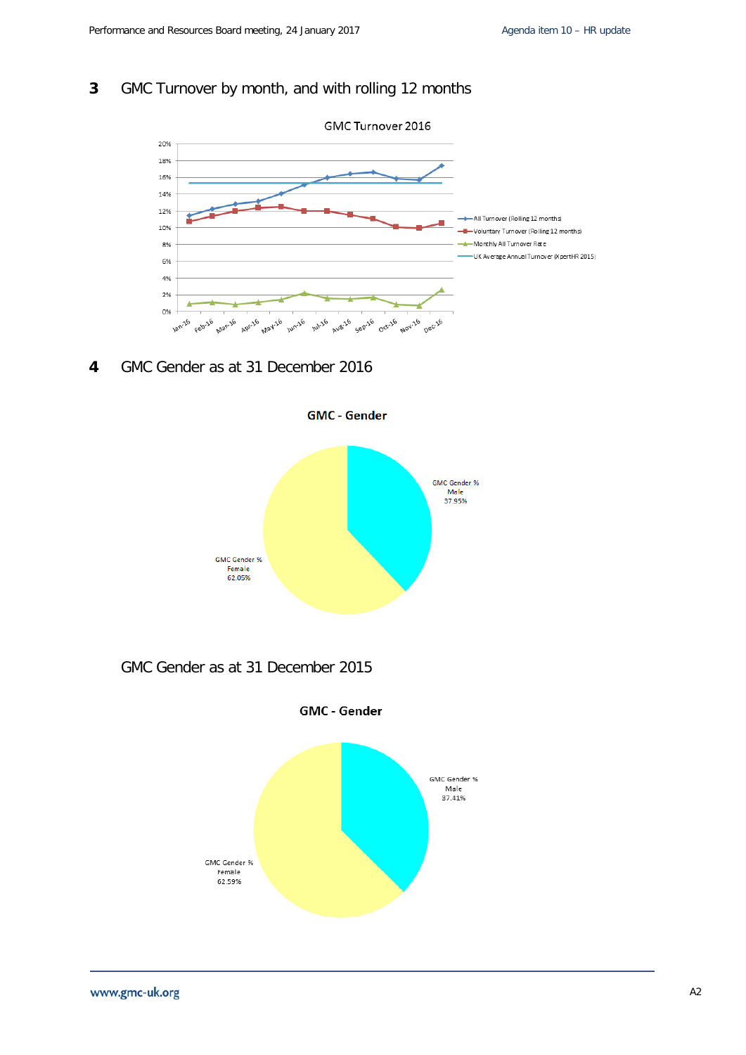## 3 GMC Turnover by month, and with rolling 12 months

GMC Turnover 2016

20%
18%
16%
14%
12%
10%
8%
6%
4%
2%
0%

Jan-16 Feb-16 Mar-16 Apr-16 May-16 Jun-16 Jul-16 Aug-16 Sep-16 Oct-16 Nov-16 Dec-16

All Turnover (Rolling 12 months)
Voluntary Turnover (Rolling 12 months)
Monthly All Turnover Rate
UK Average Annual Turnover (XpertHR 2015)

## 4 GMC Gender as at 31 December 2016

**GMC - Gender**

GMC Gender % Male 37.95%

GMC Gender % Female 62.05%

GMC Gender as at 31 December 2015

**GMC - Gender**

GMC Gender % Male 37.41%

GMC Gender % Female 62.59%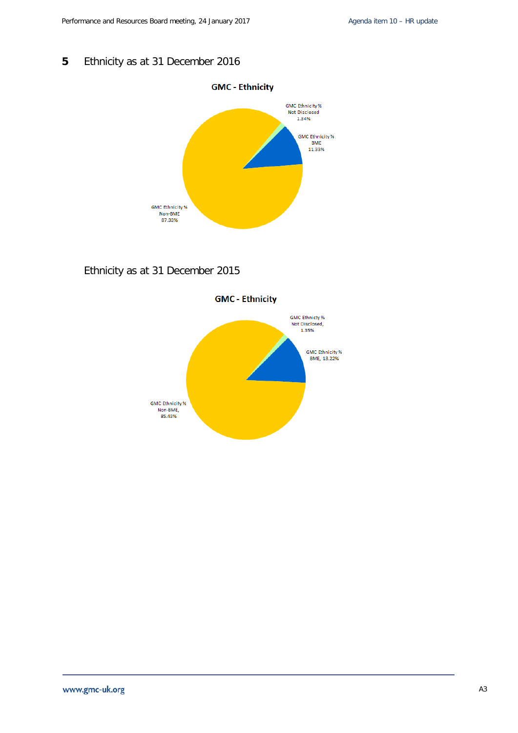## 5 Ethnicity as at 31 December 2016

**GMC - Ethnicity**

GMC Ethnicity % Not Disclosed 1.34%

GMC Ethnicity % BME 11.33%

GMC Ethnicity % Non-BME 87.33%

## Ethnicity as at 31 December 2015

**GMC - Ethnicity**

GMC Ethnicty % Not Disclosed, 1.35%

GMC Ethnicity % BME, 13.22%

GMC Ethnicity % Non-BME, 85.43%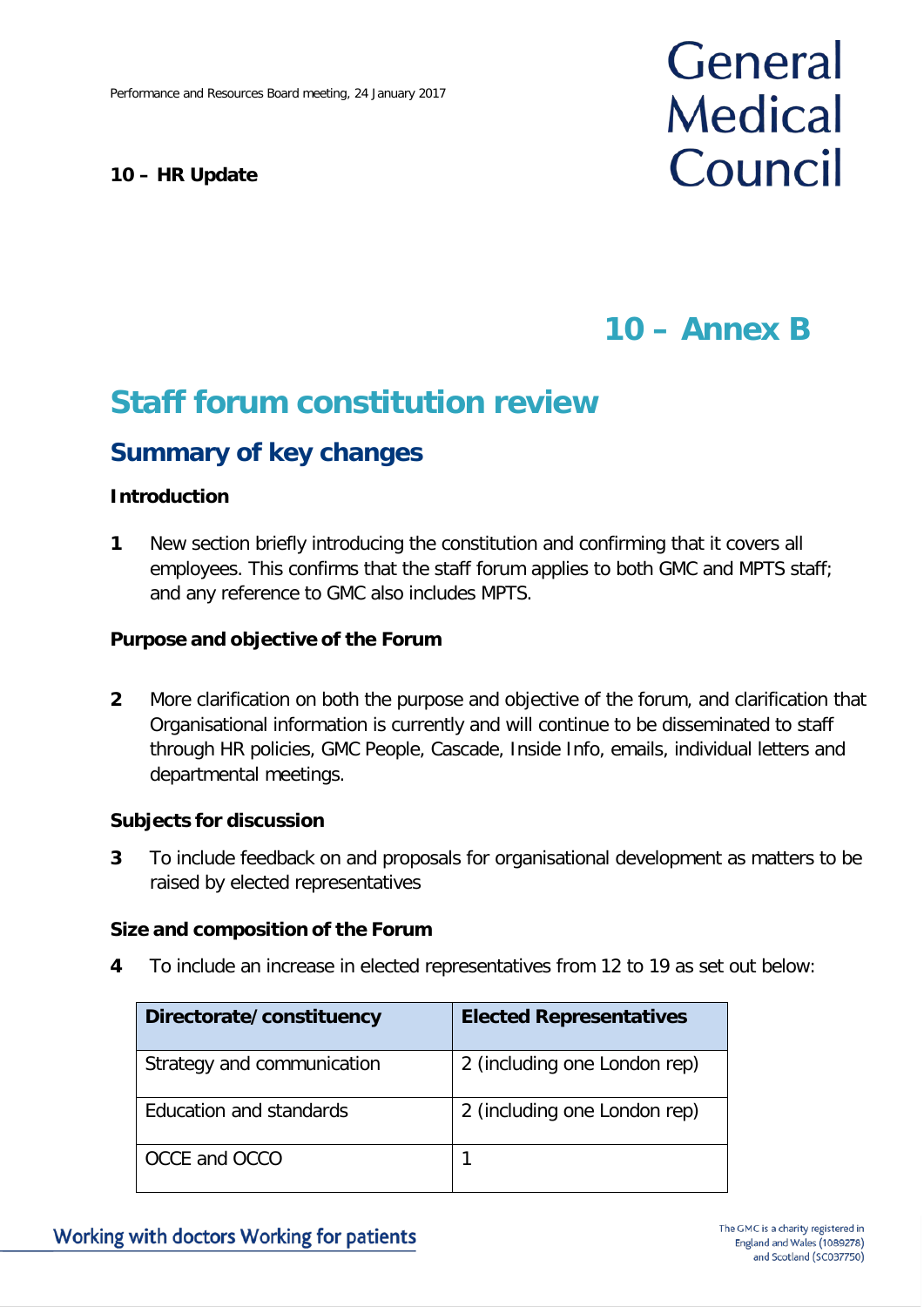**10 – HR Update**

# 10 – Annex B

# Staff forum constitution review

## Summary of key changes

**Introduction**

**1** New section briefly introducing the constitution and confirming that it covers all employees. This confirms that the staff forum applies to both GMC and MPTS staff; and any reference to GMC also includes MPTS.

**Purpose and objective of the Forum**

**2** More clarification on both the purpose and objective of the forum, and clarification that Organisational information is currently and will continue to be disseminated to staff through HR policies, GMC People, Cascade, Inside Info, emails, individual letters and departmental meetings.

**Subjects for discussion**

**3** To include feedback on and proposals for organisational development as matters to be raised by elected representatives

**Size and composition of the Forum**

**4** To include an increase in elected representatives from 12 to 19 as set out below:

| Directorate/constituency | Elected Representatives |
|---|---|
| Strategy and communication | 2 (including one London rep) |
| Education and standards | 2 (including one London rep) |
| OCCE and OCCO | 1 |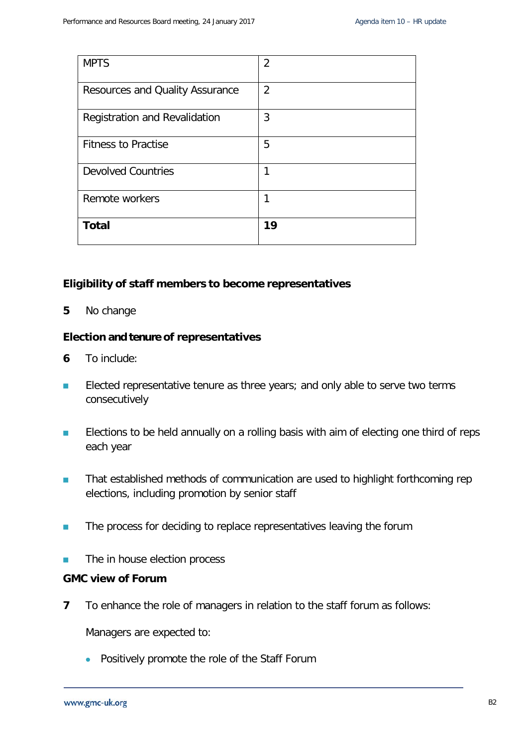| MPTS | 2 |
|---|---|
| Resources and Quality Assurance | 2 |
| Registration and Revalidation | 3 |
| Fitness to Practise | 5 |
| Devolved Countries | 1 |
| Remote workers | 1 |
| **Total** | **19** |

**Eligibility of staff members to become representatives**

**5** No change

**Election and tenure of representatives**

**6** To include:

- Elected representative tenure as three years; and only able to serve two terms consecutively
- Elections to be held annually on a rolling basis with aim of electing one third of reps each year
- That established methods of communication are used to highlight forthcoming rep elections, including promotion by senior staff
- The process for deciding to replace representatives leaving the forum
- The in house election process

**GMC view of Forum**

**7** To enhance the role of managers in relation to the staff forum as follows:

Managers are expected to:

- Positively promote the role of the Staff Forum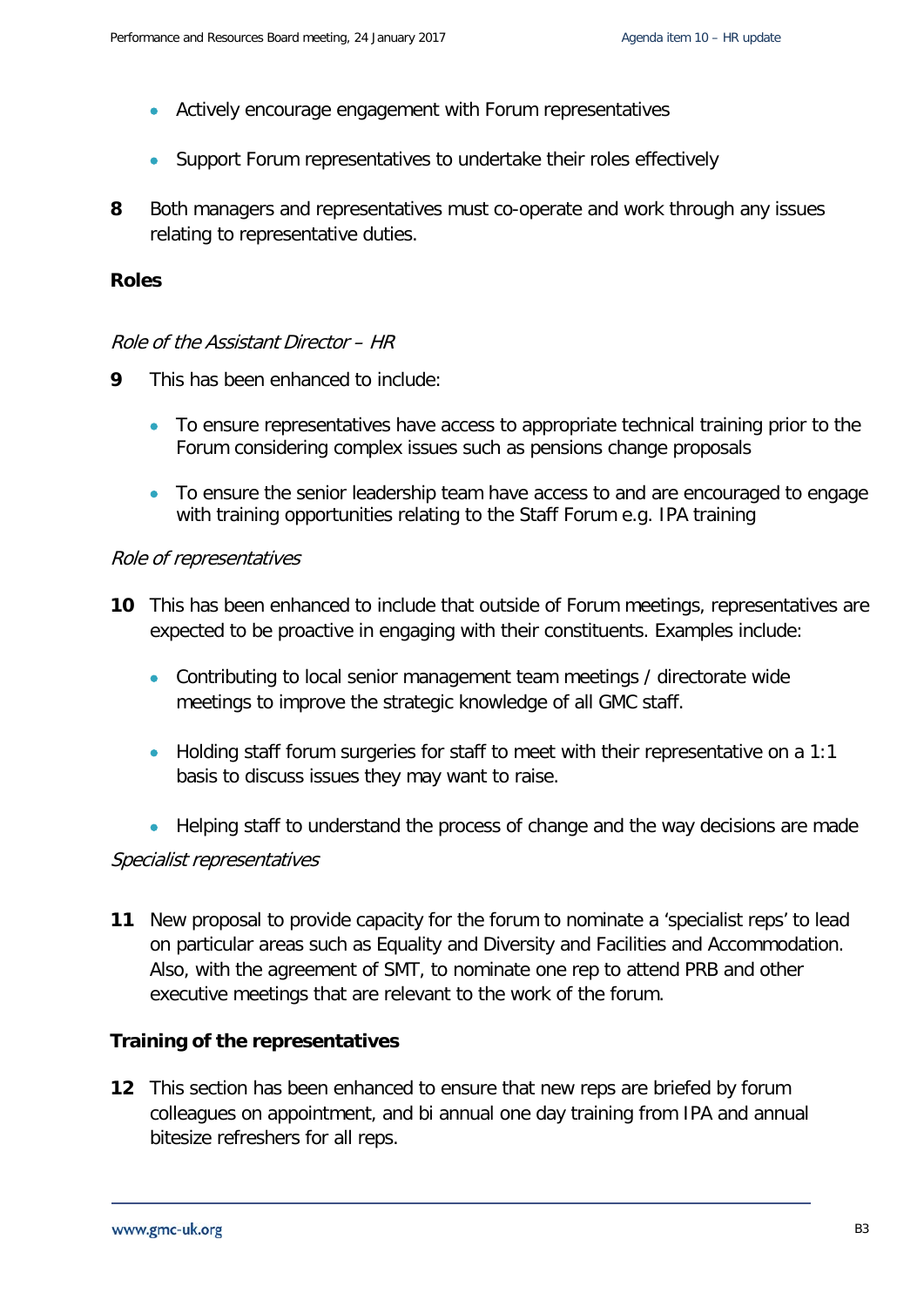- Actively encourage engagement with Forum representatives

- Support Forum representatives to undertake their roles effectively

**8** Both managers and representatives must co-operate and work through any issues relating to representative duties.

**Roles**

*Role of the Assistant Director – HR*

**9** This has been enhanced to include:

- To ensure representatives have access to appropriate technical training prior to the Forum considering complex issues such as pensions change proposals

- To ensure the senior leadership team have access to and are encouraged to engage with training opportunities relating to the Staff Forum e.g. IPA training

*Role of representatives*

**10** This has been enhanced to include that outside of Forum meetings, representatives are expected to be proactive in engaging with their constituents. Examples include:

- Contributing to local senior management team meetings / directorate wide meetings to improve the strategic knowledge of all GMC staff.

- Holding staff forum surgeries for staff to meet with their representative on a 1:1 basis to discuss issues they may want to raise.

- Helping staff to understand the process of change and the way decisions are made

*Specialist representatives*

**11** New proposal to provide capacity for the forum to nominate a 'specialist reps' to lead on particular areas such as Equality and Diversity and Facilities and Accommodation. Also, with the agreement of SMT, to nominate one rep to attend PRB and other executive meetings that are relevant to the work of the forum.

**Training of the representatives**

**12** This section has been enhanced to ensure that new reps are briefed by forum colleagues on appointment, and bi annual one day training from IPA and annual bitesize refreshers for all reps.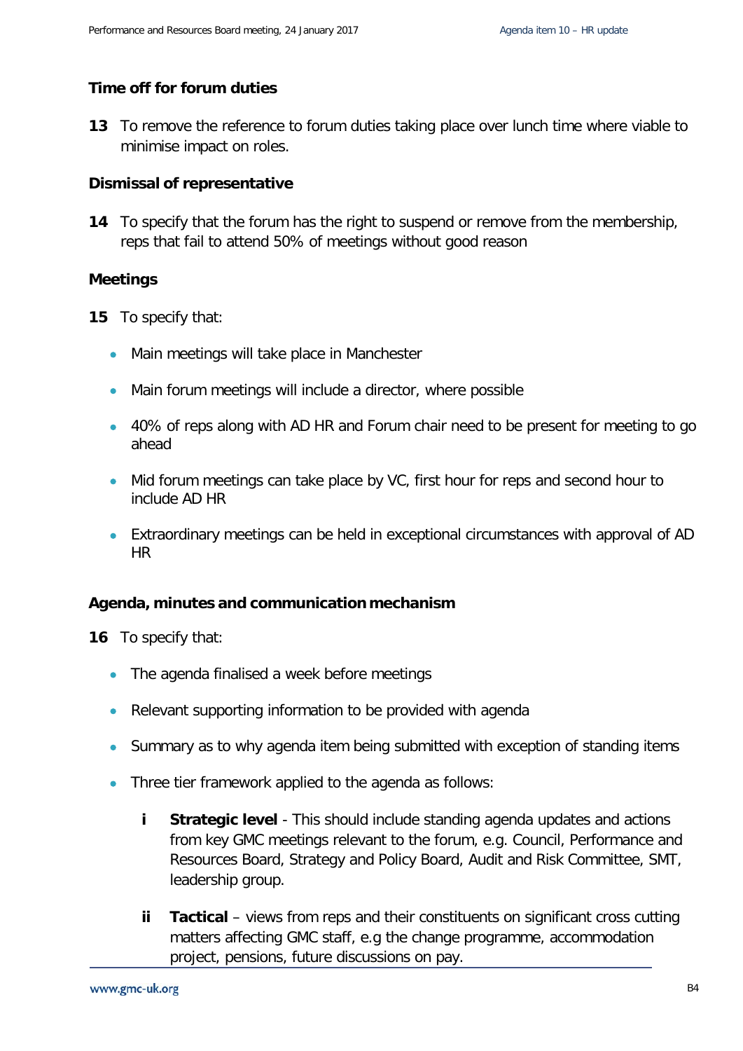### Time off for forum duties

**13** To remove the reference to forum duties taking place over lunch time where viable to minimise impact on roles.

### Dismissal of representative

**14** To specify that the forum has the right to suspend or remove from the membership, reps that fail to attend 50% of meetings without good reason

### Meetings

**15** To specify that:

- Main meetings will take place in Manchester
- Main forum meetings will include a director, where possible
- 40% of reps along with AD HR and Forum chair need to be present for meeting to go ahead
- Mid forum meetings can take place by VC, first hour for reps and second hour to include AD HR
- Extraordinary meetings can be held in exceptional circumstances with approval of AD HR

### Agenda, minutes and communication mechanism

**16** To specify that:

- The agenda finalised a week before meetings
- Relevant supporting information to be provided with agenda
- Summary as to why agenda item being submitted with exception of standing items
- Three tier framework applied to the agenda as follows:

  **i** **Strategic level** - This should include standing agenda updates and actions from key GMC meetings relevant to the forum, e.g. Council, Performance and Resources Board, Strategy and Policy Board, Audit and Risk Committee, SMT, leadership group.

  **ii** **Tactical** – views from reps and their constituents on significant cross cutting matters affecting GMC staff, e.g the change programme, accommodation project, pensions, future discussions on pay.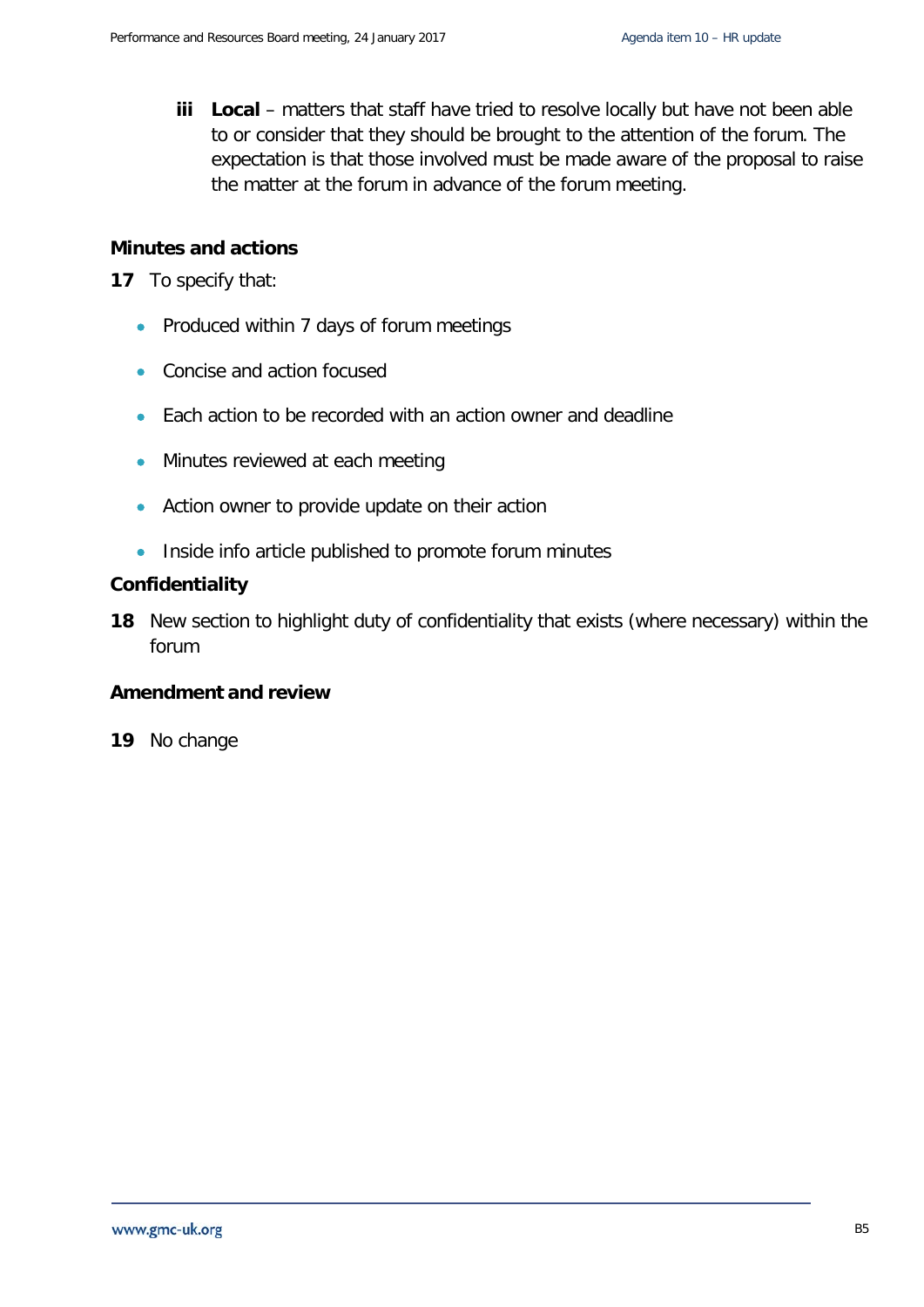**iii** **Local** – matters that staff have tried to resolve locally but have not been able to or consider that they should be brought to the attention of the forum. The expectation is that those involved must be made aware of the proposal to raise the matter at the forum in advance of the forum meeting.

### Minutes and actions

**17** To specify that:

- Produced within 7 days of forum meetings
- Concise and action focused
- Each action to be recorded with an action owner and deadline
- Minutes reviewed at each meeting
- Action owner to provide update on their action
- Inside info article published to promote forum minutes

### Confidentiality

**18** New section to highlight duty of confidentiality that exists (where necessary) within the forum

### Amendment and review

**19** No change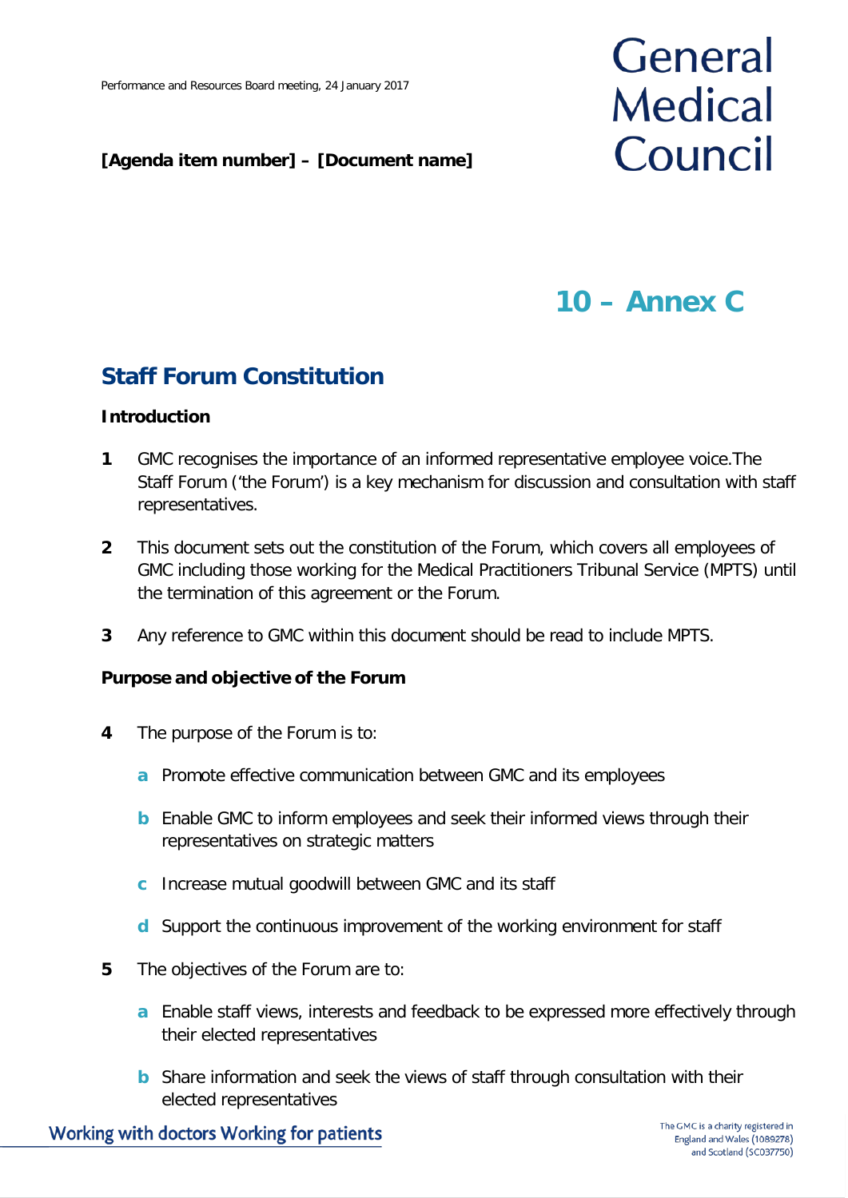**[Agenda item number] – [Document name]**

# 10 – Annex C

## Staff Forum Constitution

### Introduction

**1** GMC recognises the importance of an informed representative employee voice.The Staff Forum ('the Forum') is a key mechanism for discussion and consultation with staff representatives.

**2** This document sets out the constitution of the Forum, which covers all employees of GMC including those working for the Medical Practitioners Tribunal Service (MPTS) until the termination of this agreement or the Forum.

**3** Any reference to GMC within this document should be read to include MPTS.

### Purpose and objective of the Forum

**4** The purpose of the Forum is to:

- **a** Promote effective communication between GMC and its employees
- **b** Enable GMC to inform employees and seek their informed views through their representatives on strategic matters
- **c** Increase mutual goodwill between GMC and its staff
- **d** Support the continuous improvement of the working environment for staff

**5** The objectives of the Forum are to:

- **a** Enable staff views, interests and feedback to be expressed more effectively through their elected representatives
- **b** Share information and seek the views of staff through consultation with their elected representatives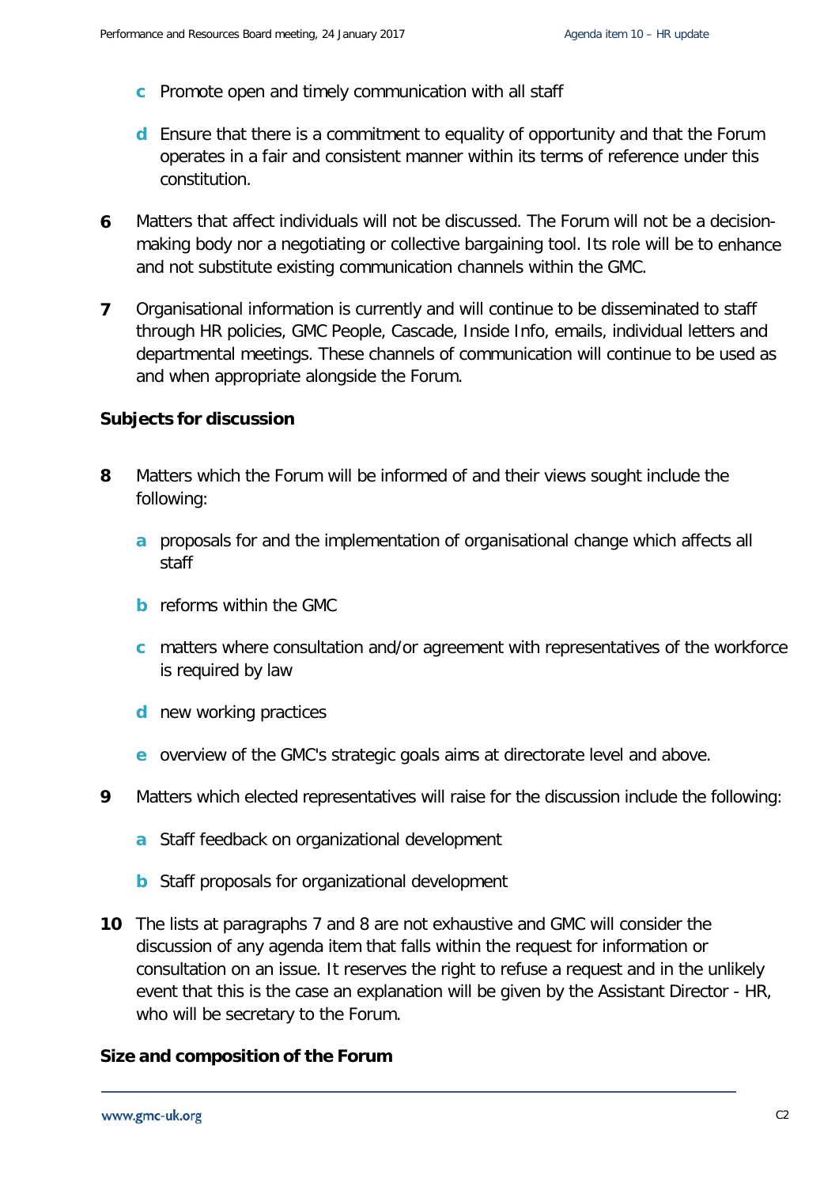- **c** Promote open and timely communication with all staff
- **d** Ensure that there is a commitment to equality of opportunity and that the Forum operates in a fair and consistent manner within its terms of reference under this constitution.

**6** Matters that affect individuals will not be discussed. The Forum will not be a decision-making body nor a negotiating or collective bargaining tool. Its role will be to enhance and not substitute existing communication channels within the GMC.

**7** Organisational information is currently and will continue to be disseminated to staff through HR policies, GMC People, Cascade, Inside Info, emails, individual letters and departmental meetings. These channels of communication will continue to be used as and when appropriate alongside the Forum.

**Subjects for discussion**

**8** Matters which the Forum will be informed of and their views sought include the following:

- **a** proposals for and the implementation of organisational change which affects all staff
- **b** reforms within the GMC
- **c** matters where consultation and/or agreement with representatives of the workforce is required by law
- **d** new working practices
- **e** overview of the GMC's strategic goals aims at directorate level and above.

**9** Matters which elected representatives will raise for the discussion include the following:

- **a** Staff feedback on organizational development
- **b** Staff proposals for organizational development

**10** The lists at paragraphs 7 and 8 are not exhaustive and GMC will consider the discussion of any agenda item that falls within the request for information or consultation on an issue. It reserves the right to refuse a request and in the unlikely event that this is the case an explanation will be given by the Assistant Director - HR, who will be secretary to the Forum.

**Size and composition of the Forum**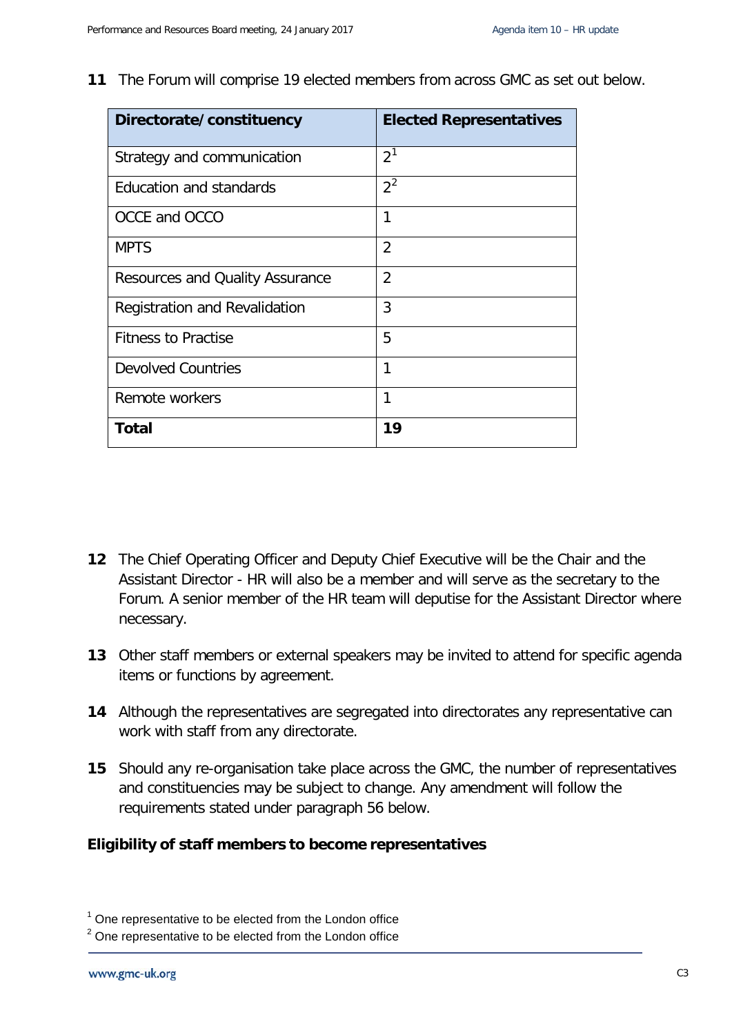**11** The Forum will comprise 19 elected members from across GMC as set out below.

| Directorate/constituency | Elected Representatives |
|---|---|
| Strategy and communication | 2[1] |
| Education and standards | 2[2] |
| OCCE and OCCO | 1 |
| MPTS | 2 |
| Resources and Quality Assurance | 2 |
| Registration and Revalidation | 3 |
| Fitness to Practise | 5 |
| Devolved Countries | 1 |
| Remote workers | 1 |
| **Total** | **19** |

**12** The Chief Operating Officer and Deputy Chief Executive will be the Chair and the Assistant Director - HR will also be a member and will serve as the secretary to the Forum. A senior member of the HR team will deputise for the Assistant Director where necessary.

**13** Other staff members or external speakers may be invited to attend for specific agenda items or functions by agreement.

**14** Although the representatives are segregated into directorates any representative can work with staff from any directorate.

**15** Should any re-organisation take place across the GMC, the number of representatives and constituencies may be subject to change. Any amendment will follow the requirements stated under paragraph 56 below.

**Eligibility of staff members to become representatives**

[1] One representative to be elected from the London office

[2] One representative to be elected from the London office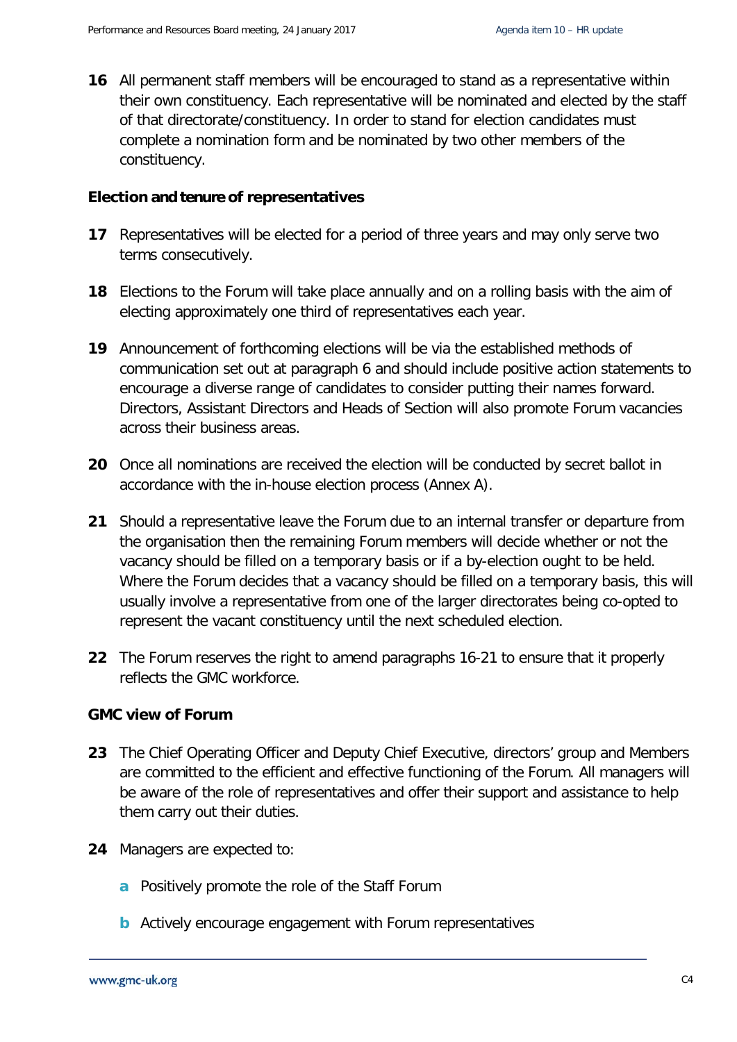16 All permanent staff members will be encouraged to stand as a representative within their own constituency. Each representative will be nominated and elected by the staff of that directorate/constituency. In order to stand for election candidates must complete a nomination form and be nominated by two other members of the constituency.

**Election and tenure of representatives**

17 Representatives will be elected for a period of three years and may only serve two terms consecutively.

18 Elections to the Forum will take place annually and on a rolling basis with the aim of electing approximately one third of representatives each year.

19 Announcement of forthcoming elections will be via the established methods of communication set out at paragraph 6 and should include positive action statements to encourage a diverse range of candidates to consider putting their names forward. Directors, Assistant Directors and Heads of Section will also promote Forum vacancies across their business areas.

20 Once all nominations are received the election will be conducted by secret ballot in accordance with the in-house election process (Annex A).

21 Should a representative leave the Forum due to an internal transfer or departure from the organisation then the remaining Forum members will decide whether or not the vacancy should be filled on a temporary basis or if a by-election ought to be held. Where the Forum decides that a vacancy should be filled on a temporary basis, this will usually involve a representative from one of the larger directorates being co-opted to represent the vacant constituency until the next scheduled election.

22 The Forum reserves the right to amend paragraphs 16-21 to ensure that it properly reflects the GMC workforce.

**GMC view of Forum**

23 The Chief Operating Officer and Deputy Chief Executive, directors' group and Members are committed to the efficient and effective functioning of the Forum. All managers will be aware of the role of representatives and offer their support and assistance to help them carry out their duties.

24 Managers are expected to:

a Positively promote the role of the Staff Forum

b Actively encourage engagement with Forum representatives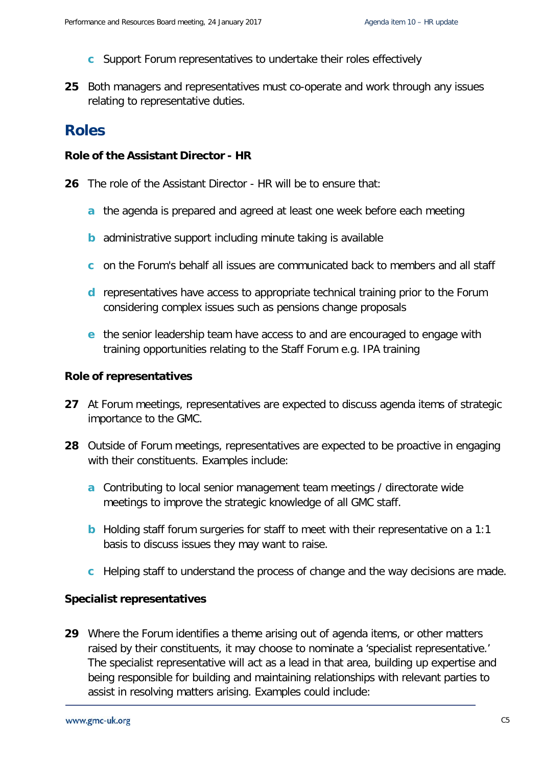c Support Forum representatives to undertake their roles effectively

**25** Both managers and representatives must co-operate and work through any issues relating to representative duties.

## Roles

### Role of the Assistant Director - HR

**26** The role of the Assistant Director - HR will be to ensure that:

a the agenda is prepared and agreed at least one week before each meeting

b administrative support including minute taking is available

c on the Forum's behalf all issues are communicated back to members and all staff

d representatives have access to appropriate technical training prior to the Forum considering complex issues such as pensions change proposals

e the senior leadership team have access to and are encouraged to engage with training opportunities relating to the Staff Forum e.g. IPA training

### Role of representatives

**27** At Forum meetings, representatives are expected to discuss agenda items of strategic importance to the GMC.

**28** Outside of Forum meetings, representatives are expected to be proactive in engaging with their constituents. Examples include:

a Contributing to local senior management team meetings / directorate wide meetings to improve the strategic knowledge of all GMC staff.

b Holding staff forum surgeries for staff to meet with their representative on a 1:1 basis to discuss issues they may want to raise.

c Helping staff to understand the process of change and the way decisions are made.

### Specialist representatives

**29** Where the Forum identifies a theme arising out of agenda items, or other matters raised by their constituents, it may choose to nominate a 'specialist representative.' The specialist representative will act as a lead in that area, building up expertise and being responsible for building and maintaining relationships with relevant parties to assist in resolving matters arising. Examples could include: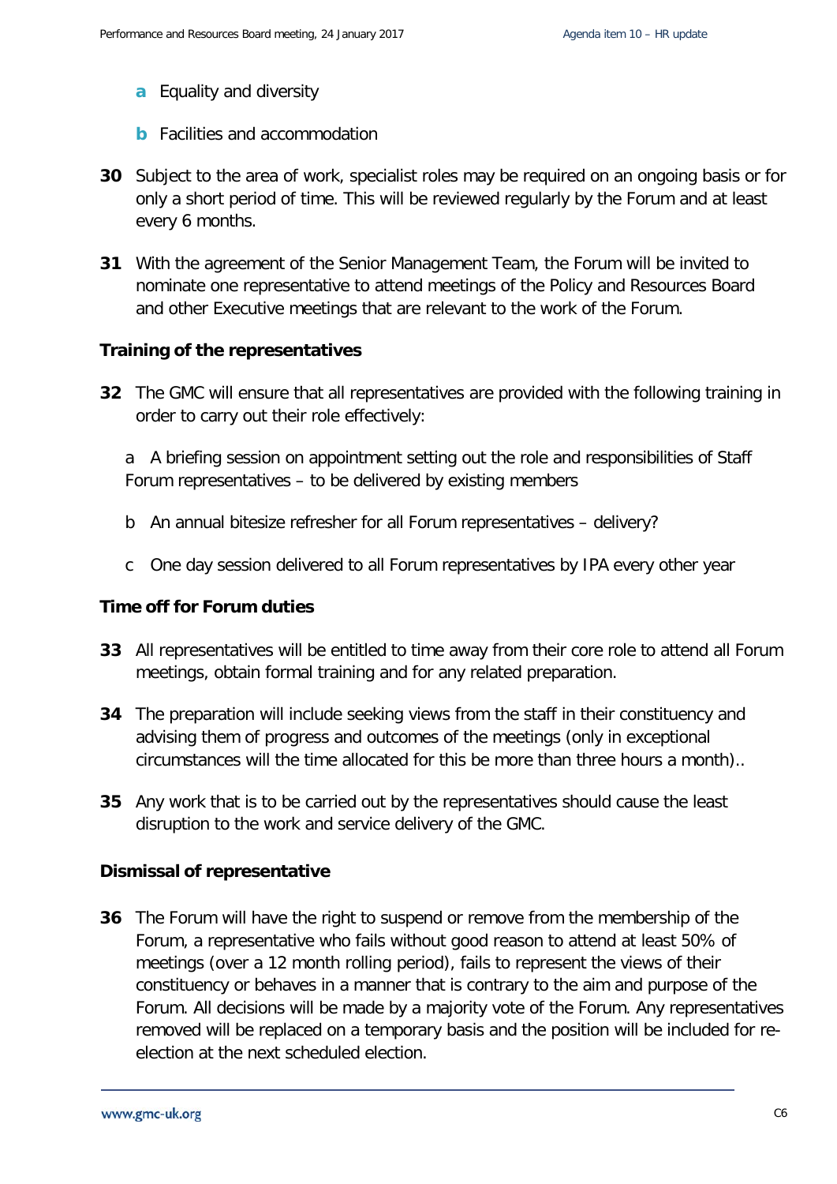- **a** Equality and diversity
- **b** Facilities and accommodation

**30** Subject to the area of work, specialist roles may be required on an ongoing basis or for only a short period of time. This will be reviewed regularly by the Forum and at least every 6 months.

**31** With the agreement of the Senior Management Team, the Forum will be invited to nominate one representative to attend meetings of the Policy and Resources Board and other Executive meetings that are relevant to the work of the Forum.

**Training of the representatives**

**32** The GMC will ensure that all representatives are provided with the following training in order to carry out their role effectively:

a A briefing session on appointment setting out the role and responsibilities of Staff Forum representatives – to be delivered by existing members

b An annual bitesize refresher for all Forum representatives – delivery?

c One day session delivered to all Forum representatives by IPA every other year

**Time off for Forum duties**

**33** All representatives will be entitled to time away from their core role to attend all Forum meetings, obtain formal training and for any related preparation.

**34** The preparation will include seeking views from the staff in their constituency and advising them of progress and outcomes of the meetings (only in exceptional circumstances will the time allocated for this be more than three hours a month)..

**35** Any work that is to be carried out by the representatives should cause the least disruption to the work and service delivery of the GMC.

**Dismissal of representative**

**36** The Forum will have the right to suspend or remove from the membership of the Forum, a representative who fails without good reason to attend at least 50% of meetings (over a 12 month rolling period), fails to represent the views of their constituency or behaves in a manner that is contrary to the aim and purpose of the Forum. All decisions will be made by a majority vote of the Forum. Any representatives removed will be replaced on a temporary basis and the position will be included for re-election at the next scheduled election.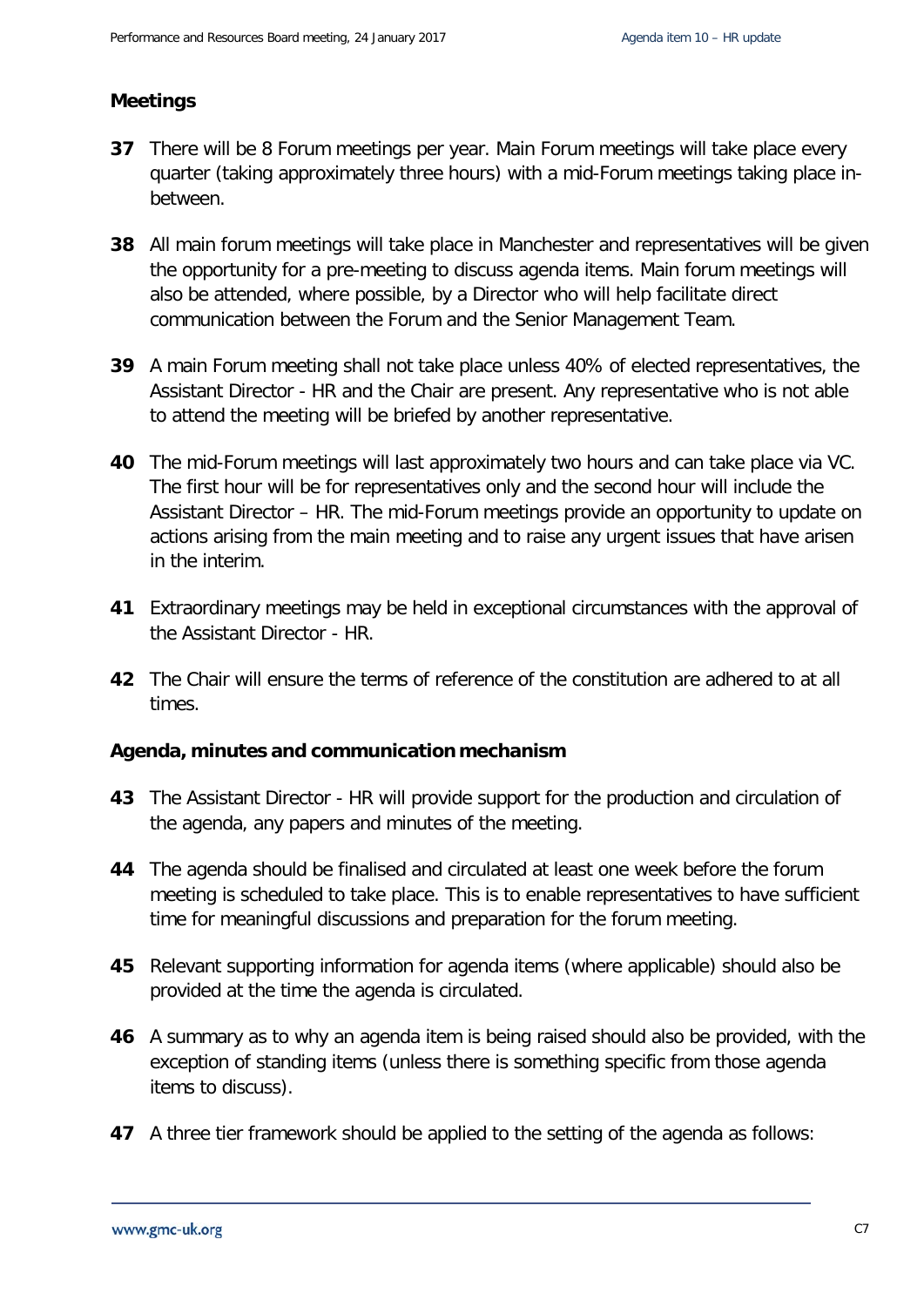## Meetings

**37** There will be 8 Forum meetings per year. Main Forum meetings will take place every quarter (taking approximately three hours) with a mid-Forum meetings taking place in-between.

**38** All main forum meetings will take place in Manchester and representatives will be given the opportunity for a pre-meeting to discuss agenda items. Main forum meetings will also be attended, where possible, by a Director who will help facilitate direct communication between the Forum and the Senior Management Team.

**39** A main Forum meeting shall not take place unless 40% of elected representatives, the Assistant Director - HR and the Chair are present. Any representative who is not able to attend the meeting will be briefed by another representative.

**40** The mid-Forum meetings will last approximately two hours and can take place via VC. The first hour will be for representatives only and the second hour will include the Assistant Director – HR. The mid-Forum meetings provide an opportunity to update on actions arising from the main meeting and to raise any urgent issues that have arisen in the interim.

**41** Extraordinary meetings may be held in exceptional circumstances with the approval of the Assistant Director - HR.

**42** The Chair will ensure the terms of reference of the constitution are adhered to at all times.

## Agenda, minutes and communication mechanism

**43** The Assistant Director - HR will provide support for the production and circulation of the agenda, any papers and minutes of the meeting.

**44** The agenda should be finalised and circulated at least one week before the forum meeting is scheduled to take place. This is to enable representatives to have sufficient time for meaningful discussions and preparation for the forum meeting.

**45** Relevant supporting information for agenda items (where applicable) should also be provided at the time the agenda is circulated.

**46** A summary as to why an agenda item is being raised should also be provided, with the exception of standing items (unless there is something specific from those agenda items to discuss).

**47** A three tier framework should be applied to the setting of the agenda as follows: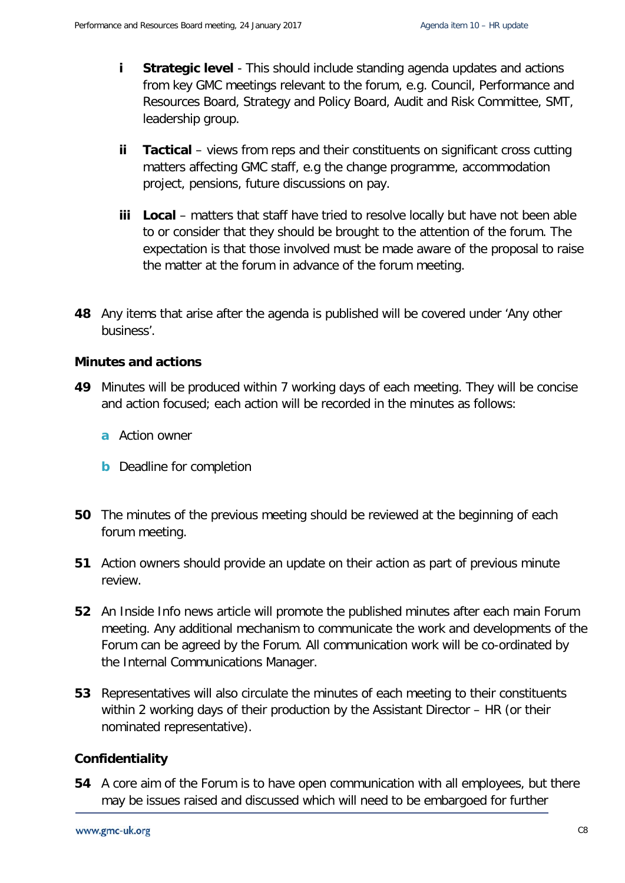- **i** **Strategic level** - This should include standing agenda updates and actions from key GMC meetings relevant to the forum, e.g. Council, Performance and Resources Board, Strategy and Policy Board, Audit and Risk Committee, SMT, leadership group.

- **ii** **Tactical** – views from reps and their constituents on significant cross cutting matters affecting GMC staff, e.g the change programme, accommodation project, pensions, future discussions on pay.

- **iii** **Local** – matters that staff have tried to resolve locally but have not been able to or consider that they should be brought to the attention of the forum. The expectation is that those involved must be made aware of the proposal to raise the matter at the forum in advance of the forum meeting.

**48** Any items that arise after the agenda is published will be covered under 'Any other business'.

### Minutes and actions

**49** Minutes will be produced within 7 working days of each meeting. They will be concise and action focused; each action will be recorded in the minutes as follows:

- **a** Action owner
- **b** Deadline for completion

**50** The minutes of the previous meeting should be reviewed at the beginning of each forum meeting.

**51** Action owners should provide an update on their action as part of previous minute review.

**52** An Inside Info news article will promote the published minutes after each main Forum meeting. Any additional mechanism to communicate the work and developments of the Forum can be agreed by the Forum. All communication work will be co-ordinated by the Internal Communications Manager.

**53** Representatives will also circulate the minutes of each meeting to their constituents within 2 working days of their production by the Assistant Director – HR (or their nominated representative).

### Confidentiality

**54** A core aim of the Forum is to have open communication with all employees, but there may be issues raised and discussed which will need to be embargoed for further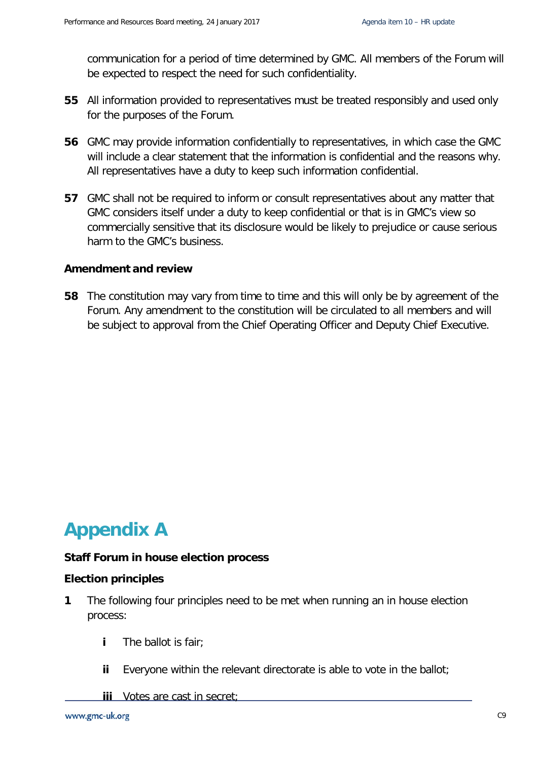communication for a period of time determined by GMC. All members of the Forum will be expected to respect the need for such confidentiality.

**55** All information provided to representatives must be treated responsibly and used only for the purposes of the Forum.

**56** GMC may provide information confidentially to representatives, in which case the GMC will include a clear statement that the information is confidential and the reasons why. All representatives have a duty to keep such information confidential.

**57** GMC shall not be required to inform or consult representatives about any matter that GMC considers itself under a duty to keep confidential or that is in GMC's view so commercially sensitive that its disclosure would be likely to prejudice or cause serious harm to the GMC's business.

**Amendment and review**

**58** The constitution may vary from time to time and this will only be by agreement of the Forum. Any amendment to the constitution will be circulated to all members and will be subject to approval from the Chief Operating Officer and Deputy Chief Executive.

# Appendix A

**Staff Forum in house election process**

**Election principles**

**1** The following four principles need to be met when running an in house election process:

- **i** The ballot is fair;
- **ii** Everyone within the relevant directorate is able to vote in the ballot;
- **iii** Votes are cast in secret;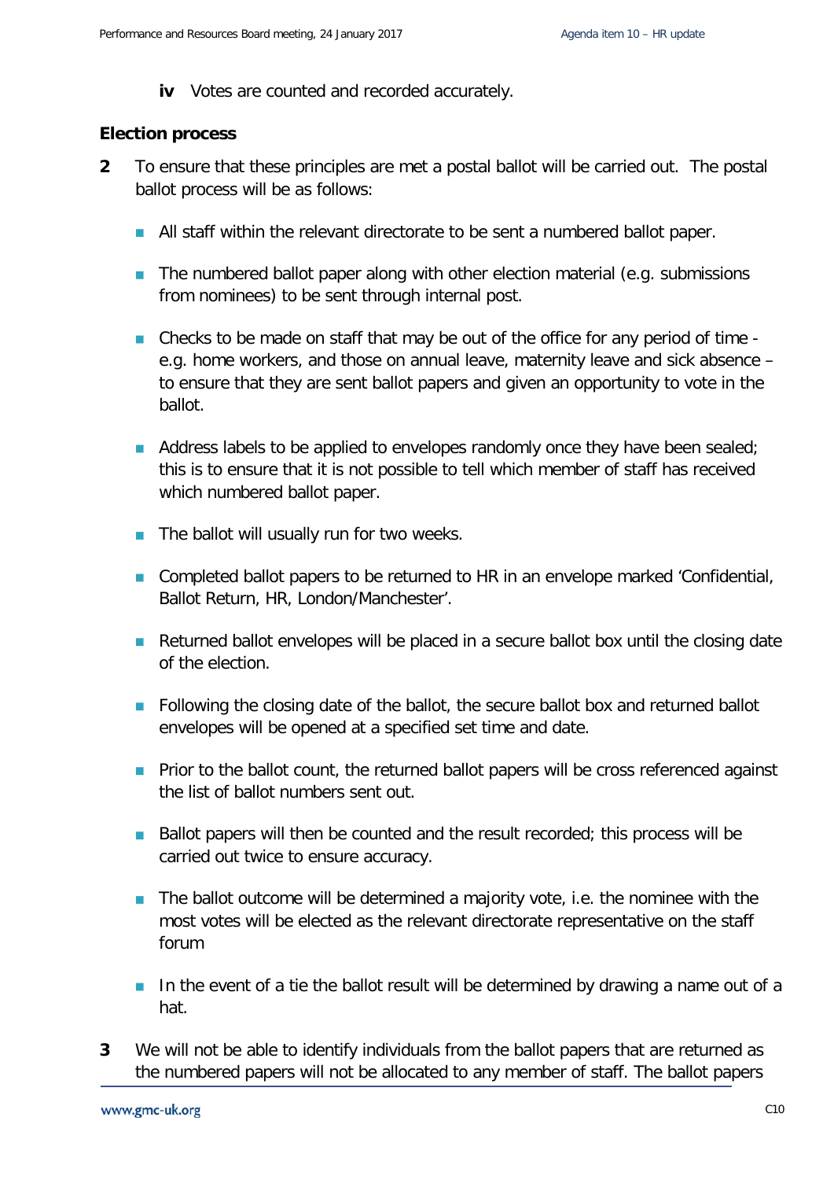**iv** Votes are counted and recorded accurately.

**Election process**

**2** To ensure that these principles are met a postal ballot will be carried out. The postal ballot process will be as follows:

- All staff within the relevant directorate to be sent a numbered ballot paper.
- The numbered ballot paper along with other election material (e.g. submissions from nominees) to be sent through internal post.
- Checks to be made on staff that may be out of the office for any period of time - e.g. home workers, and those on annual leave, maternity leave and sick absence – to ensure that they are sent ballot papers and given an opportunity to vote in the ballot.
- Address labels to be applied to envelopes randomly once they have been sealed; this is to ensure that it is not possible to tell which member of staff has received which numbered ballot paper.
- The ballot will usually run for two weeks.
- Completed ballot papers to be returned to HR in an envelope marked 'Confidential, Ballot Return, HR, London/Manchester'.
- Returned ballot envelopes will be placed in a secure ballot box until the closing date of the election.
- Following the closing date of the ballot, the secure ballot box and returned ballot envelopes will be opened at a specified set time and date.
- Prior to the ballot count, the returned ballot papers will be cross referenced against the list of ballot numbers sent out.
- Ballot papers will then be counted and the result recorded; this process will be carried out twice to ensure accuracy.
- The ballot outcome will be determined a majority vote, i.e. the nominee with the most votes will be elected as the relevant directorate representative on the staff forum
- In the event of a tie the ballot result will be determined by drawing a name out of a hat.

**3** We will not be able to identify individuals from the ballot papers that are returned as the numbered papers will not be allocated to any member of staff. The ballot papers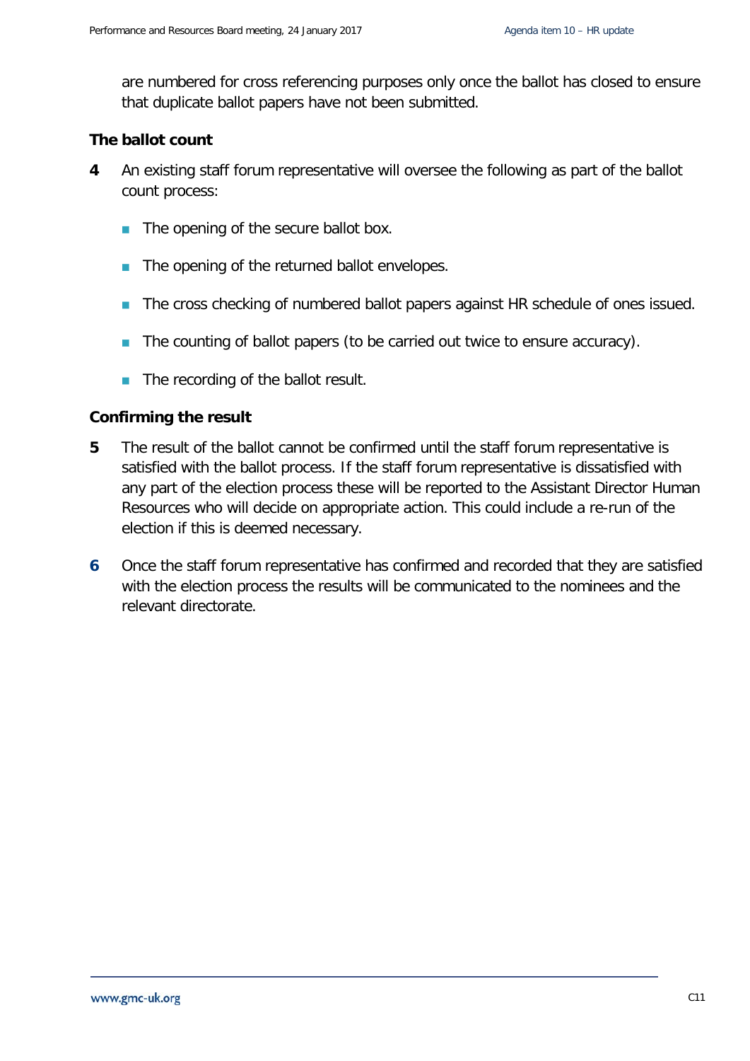are numbered for cross referencing purposes only once the ballot has closed to ensure that duplicate ballot papers have not been submitted.

**The ballot count**

**4** An existing staff forum representative will oversee the following as part of the ballot count process:

- The opening of the secure ballot box.
- The opening of the returned ballot envelopes.
- The cross checking of numbered ballot papers against HR schedule of ones issued.
- The counting of ballot papers (to be carried out twice to ensure accuracy).
- The recording of the ballot result.

**Confirming the result**

**5** The result of the ballot cannot be confirmed until the staff forum representative is satisfied with the ballot process. If the staff forum representative is dissatisfied with any part of the election process these will be reported to the Assistant Director Human Resources who will decide on appropriate action. This could include a re-run of the election if this is deemed necessary.

**6** Once the staff forum representative has confirmed and recorded that they are satisfied with the election process the results will be communicated to the nominees and the relevant directorate.